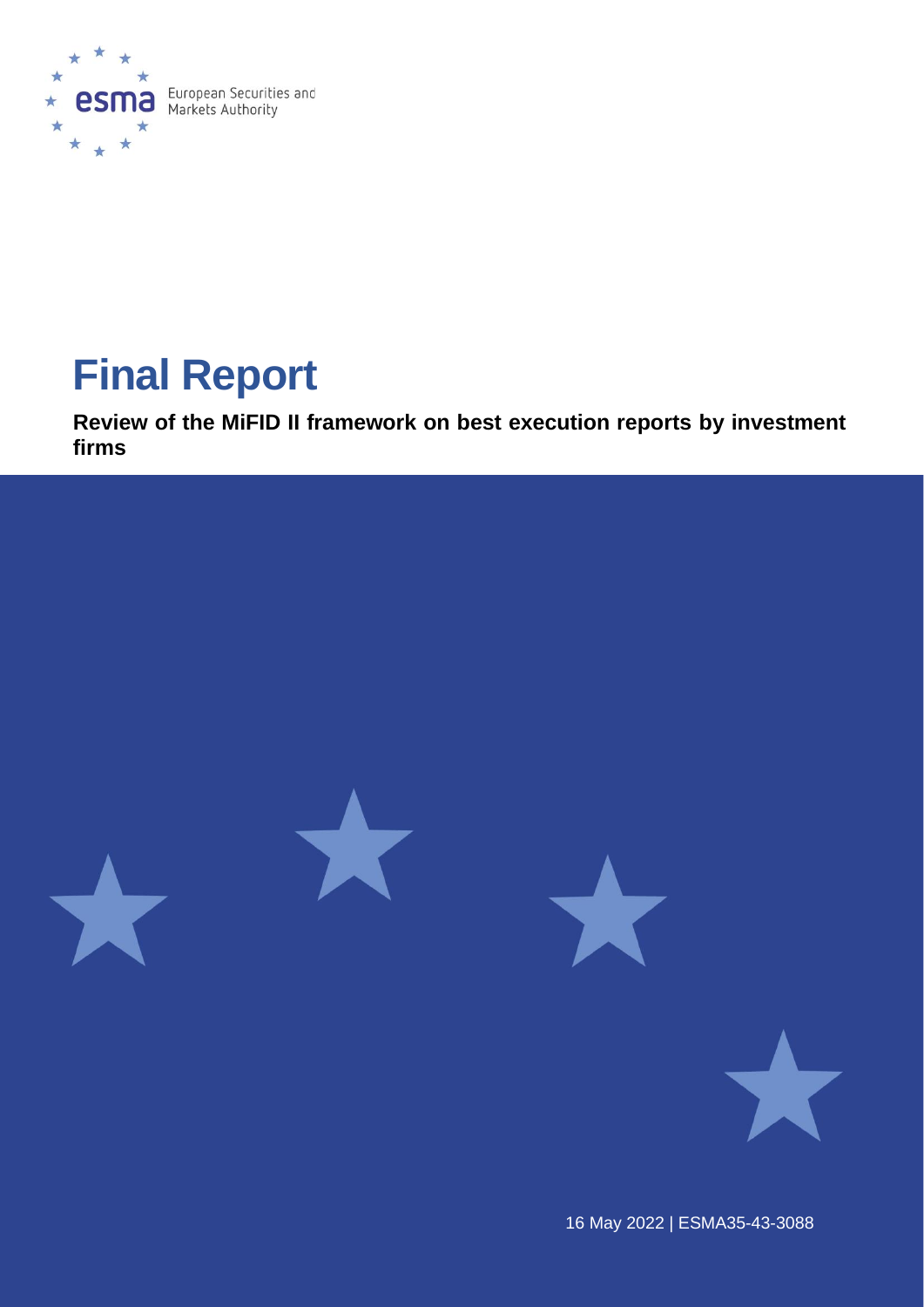European Securities and Markets Authority

# Final Report

**Review of the MiFID II framework on best execution reports by investment firms**

16 May 2022 | ESMA35-43-3088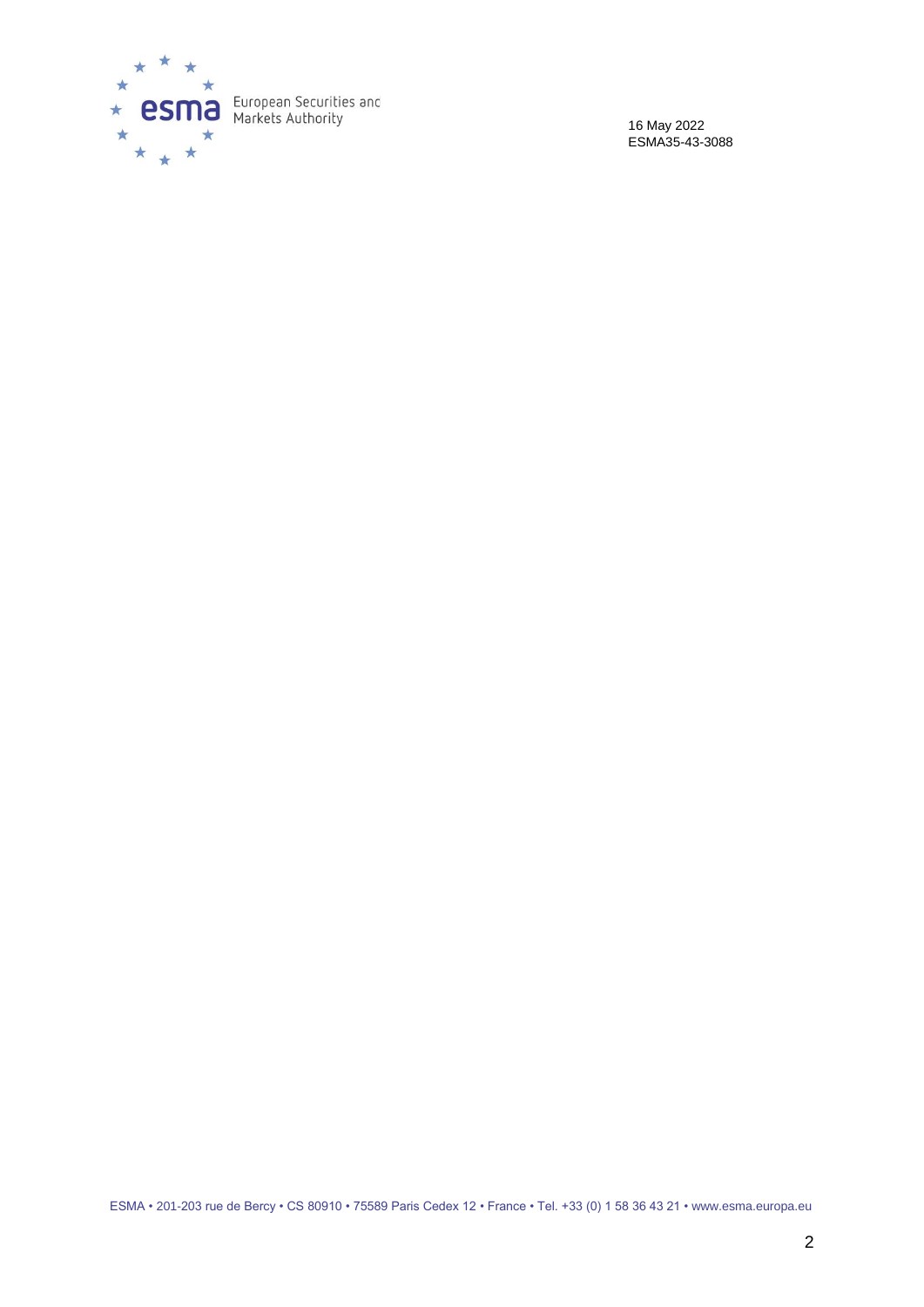16 May 2022
ESMA35-43-3088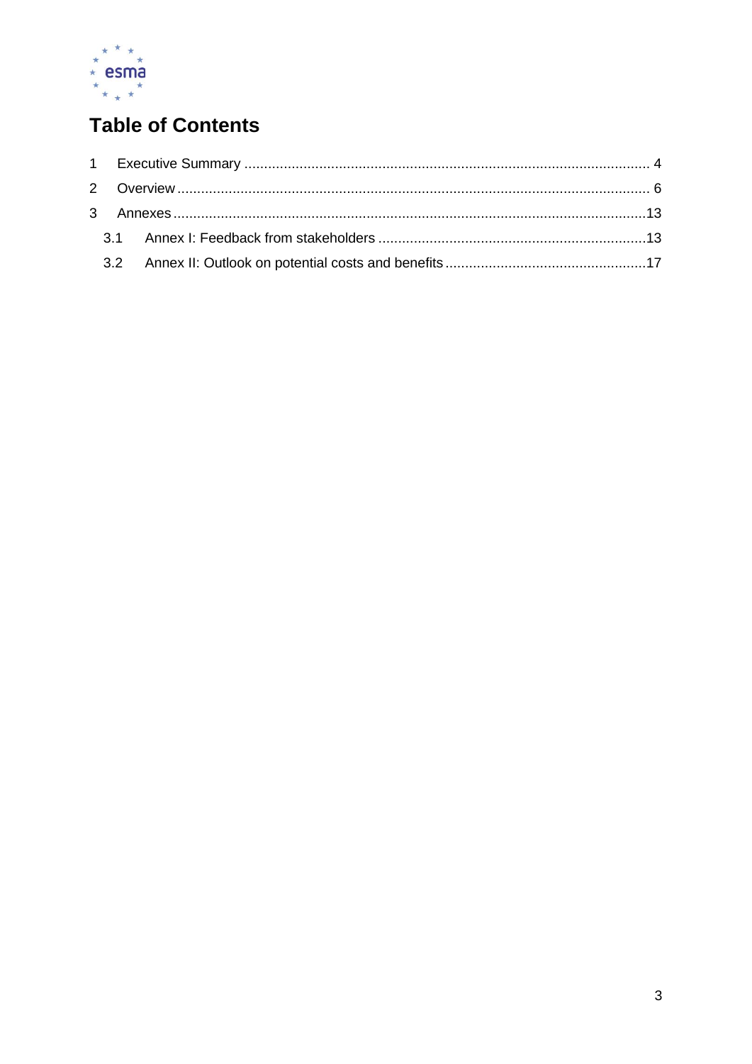# Table of Contents

1 Executive Summary ..................................................................................................... 4

2 Overview ...................................................................................................................... 6

3 Annexes .....................................................................................................................13

3.1 Annex I: Feedback from stakeholders ...................................................................13

3.2 Annex II: Outlook on potential costs and benefits ..................................................17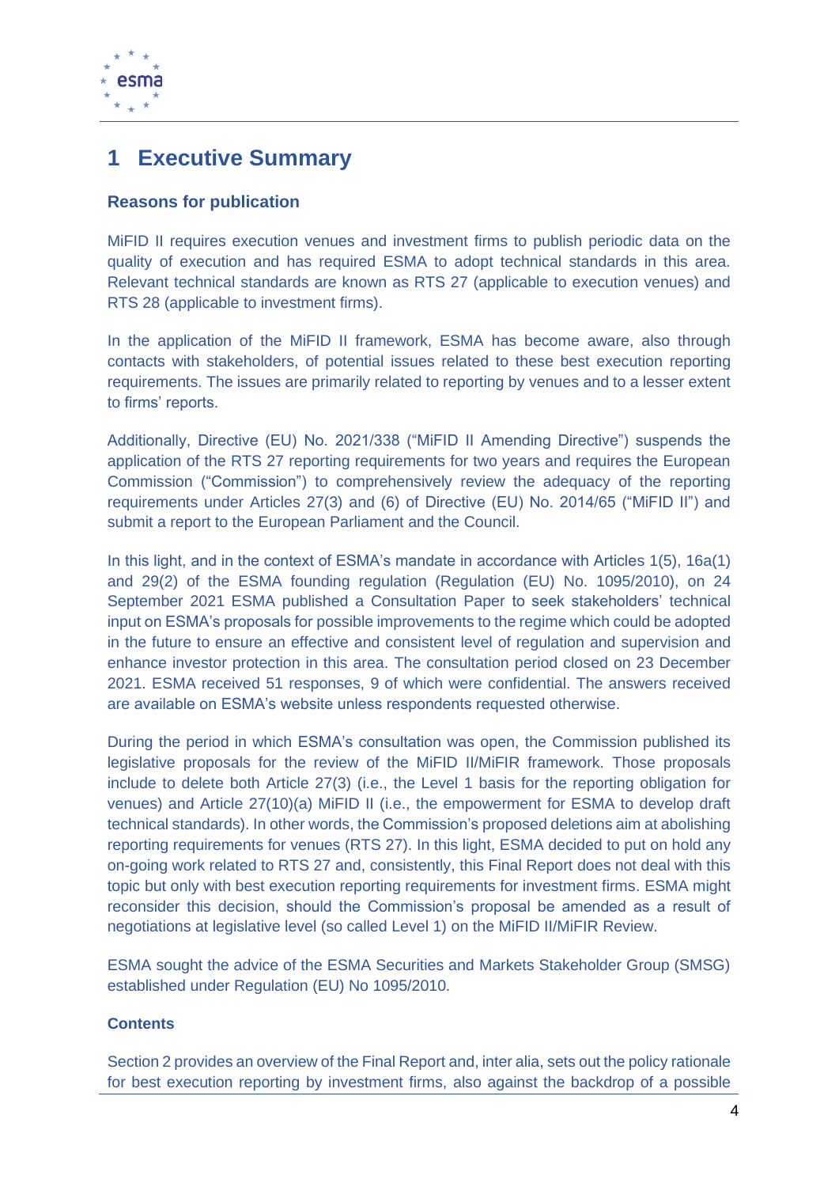# 1 Executive Summary

### Reasons for publication

MiFID II requires execution venues and investment firms to publish periodic data on the quality of execution and has required ESMA to adopt technical standards in this area. Relevant technical standards are known as RTS 27 (applicable to execution venues) and RTS 28 (applicable to investment firms).

In the application of the MiFID II framework, ESMA has become aware, also through contacts with stakeholders, of potential issues related to these best execution reporting requirements. The issues are primarily related to reporting by venues and to a lesser extent to firms' reports.

Additionally, Directive (EU) No. 2021/338 ("MiFID II Amending Directive") suspends the application of the RTS 27 reporting requirements for two years and requires the European Commission ("Commission") to comprehensively review the adequacy of the reporting requirements under Articles 27(3) and (6) of Directive (EU) No. 2014/65 ("MiFID II") and submit a report to the European Parliament and the Council.

In this light, and in the context of ESMA's mandate in accordance with Articles 1(5), 16a(1) and 29(2) of the ESMA founding regulation (Regulation (EU) No. 1095/2010), on 24 September 2021 ESMA published a Consultation Paper to seek stakeholders' technical input on ESMA's proposals for possible improvements to the regime which could be adopted in the future to ensure an effective and consistent level of regulation and supervision and enhance investor protection in this area. The consultation period closed on 23 December 2021. ESMA received 51 responses, 9 of which were confidential. The answers received are available on ESMA's website unless respondents requested otherwise.

During the period in which ESMA's consultation was open, the Commission published its legislative proposals for the review of the MiFID II/MiFIR framework. Those proposals include to delete both Article 27(3) (i.e., the Level 1 basis for the reporting obligation for venues) and Article 27(10)(a) MiFID II (i.e., the empowerment for ESMA to develop draft technical standards). In other words, the Commission's proposed deletions aim at abolishing reporting requirements for venues (RTS 27). In this light, ESMA decided to put on hold any on-going work related to RTS 27 and, consistently, this Final Report does not deal with this topic but only with best execution reporting requirements for investment firms. ESMA might reconsider this decision, should the Commission's proposal be amended as a result of negotiations at legislative level (so called Level 1) on the MiFID II/MiFIR Review.

ESMA sought the advice of the ESMA Securities and Markets Stakeholder Group (SMSG) established under Regulation (EU) No 1095/2010.

### Contents

Section 2 provides an overview of the Final Report and, inter alia, sets out the policy rationale for best execution reporting by investment firms, also against the backdrop of a possible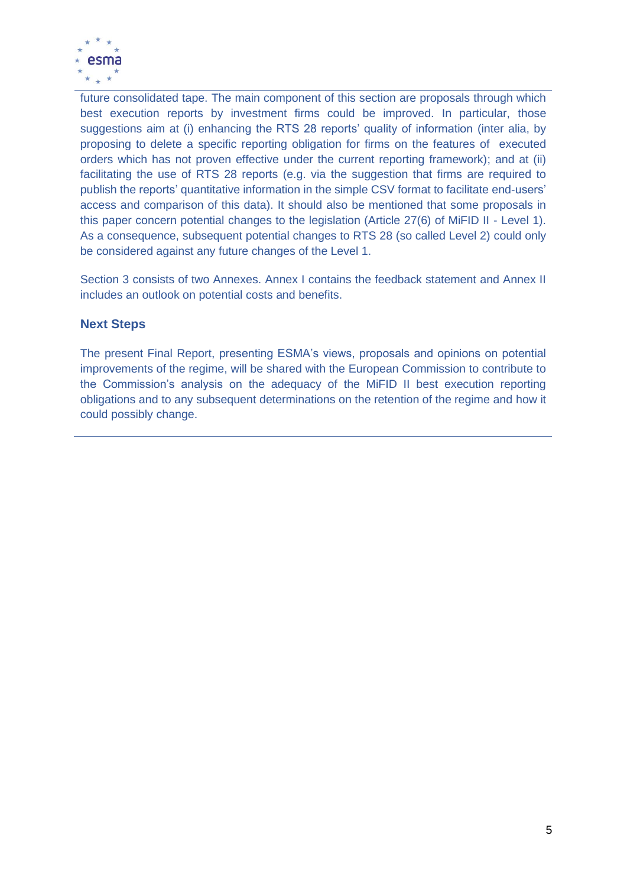future consolidated tape. The main component of this section are proposals through which best execution reports by investment firms could be improved. In particular, those suggestions aim at (i) enhancing the RTS 28 reports' quality of information (inter alia, by proposing to delete a specific reporting obligation for firms on the features of executed orders which has not proven effective under the current reporting framework); and at (ii) facilitating the use of RTS 28 reports (e.g. via the suggestion that firms are required to publish the reports' quantitative information in the simple CSV format to facilitate end-users' access and comparison of this data). It should also be mentioned that some proposals in this paper concern potential changes to the legislation (Article 27(6) of MiFID II - Level 1). As a consequence, subsequent potential changes to RTS 28 (so called Level 2) could only be considered against any future changes of the Level 1.

Section 3 consists of two Annexes. Annex I contains the feedback statement and Annex II includes an outlook on potential costs and benefits.

## Next Steps

The present Final Report, presenting ESMA's views, proposals and opinions on potential improvements of the regime, will be shared with the European Commission to contribute to the Commission's analysis on the adequacy of the MiFID II best execution reporting obligations and to any subsequent determinations on the retention of the regime and how it could possibly change.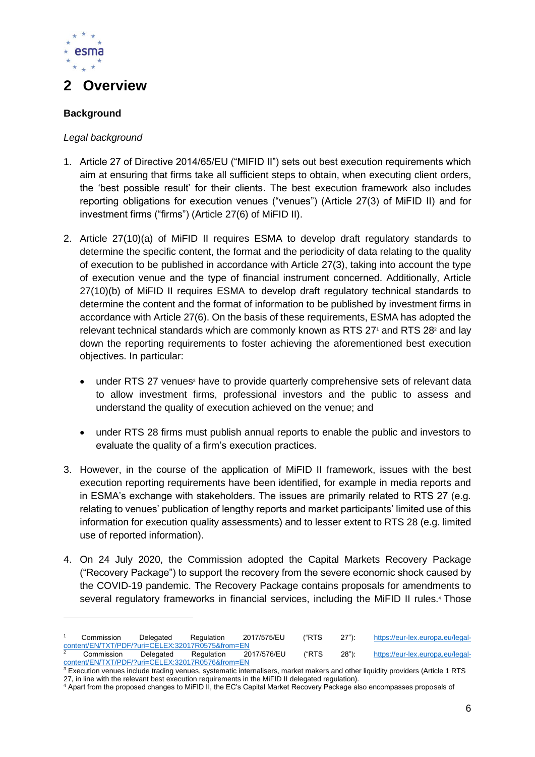# 2 Overview

**Background**

*Legal background*

1. Article 27 of Directive 2014/65/EU ("MIFID II") sets out best execution requirements which aim at ensuring that firms take all sufficient steps to obtain, when executing client orders, the 'best possible result' for their clients. The best execution framework also includes reporting obligations for execution venues ("venues") (Article 27(3) of MiFID II) and for investment firms ("firms") (Article 27(6) of MiFID II).

2. Article 27(10)(a) of MiFID II requires ESMA to develop draft regulatory standards to determine the specific content, the format and the periodicity of data relating to the quality of execution to be published in accordance with Article 27(3), taking into account the type of execution venue and the type of financial instrument concerned. Additionally, Article 27(10)(b) of MiFID II requires ESMA to develop draft regulatory technical standards to determine the content and the format of information to be published by investment firms in accordance with Article 27(6). On the basis of these requirements, ESMA has adopted the relevant technical standards which are commonly known as RTS 27[1] and RTS 28[2] and lay down the reporting requirements to foster achieving the aforementioned best execution objectives. In particular:

   - under RTS 27 venues[3] have to provide quarterly comprehensive sets of relevant data to allow investment firms, professional investors and the public to assess and understand the quality of execution achieved on the venue; and

   - under RTS 28 firms must publish annual reports to enable the public and investors to evaluate the quality of a firm's execution practices.

3. However, in the course of the application of MiFID II framework, issues with the best execution reporting requirements have been identified, for example in media reports and in ESMA's exchange with stakeholders. The issues are primarily related to RTS 27 (e.g. relating to venues' publication of lengthy reports and market participants' limited use of this information for execution quality assessments) and to lesser extent to RTS 28 (e.g. limited use of reported information).

4. On 24 July 2020, the Commission adopted the Capital Markets Recovery Package ("Recovery Package") to support the recovery from the severe economic shock caused by the COVID-19 pandemic. The Recovery Package contains proposals for amendments to several regulatory frameworks in financial services, including the MiFID II rules.[4] Those

---

[1] Commission Delegated Regulation 2017/575/EU ("RTS 27"): https://eur-lex.europa.eu/legal-content/EN/TXT/PDF/?uri=CELEX:32017R0575&from=EN

[2] Commission Delegated Regulation 2017/576/EU ("RTS 28"): https://eur-lex.europa.eu/legal-content/EN/TXT/PDF/?uri=CELEX:32017R0576&from=EN

[3] Execution venues include trading venues, systematic internalisers, market makers and other liquidity providers (Article 1 RTS 27, in line with the relevant best execution requirements in the MiFID II delegated regulation).

[4] Apart from the proposed changes to MiFID II, the EC's Capital Market Recovery Package also encompasses proposals of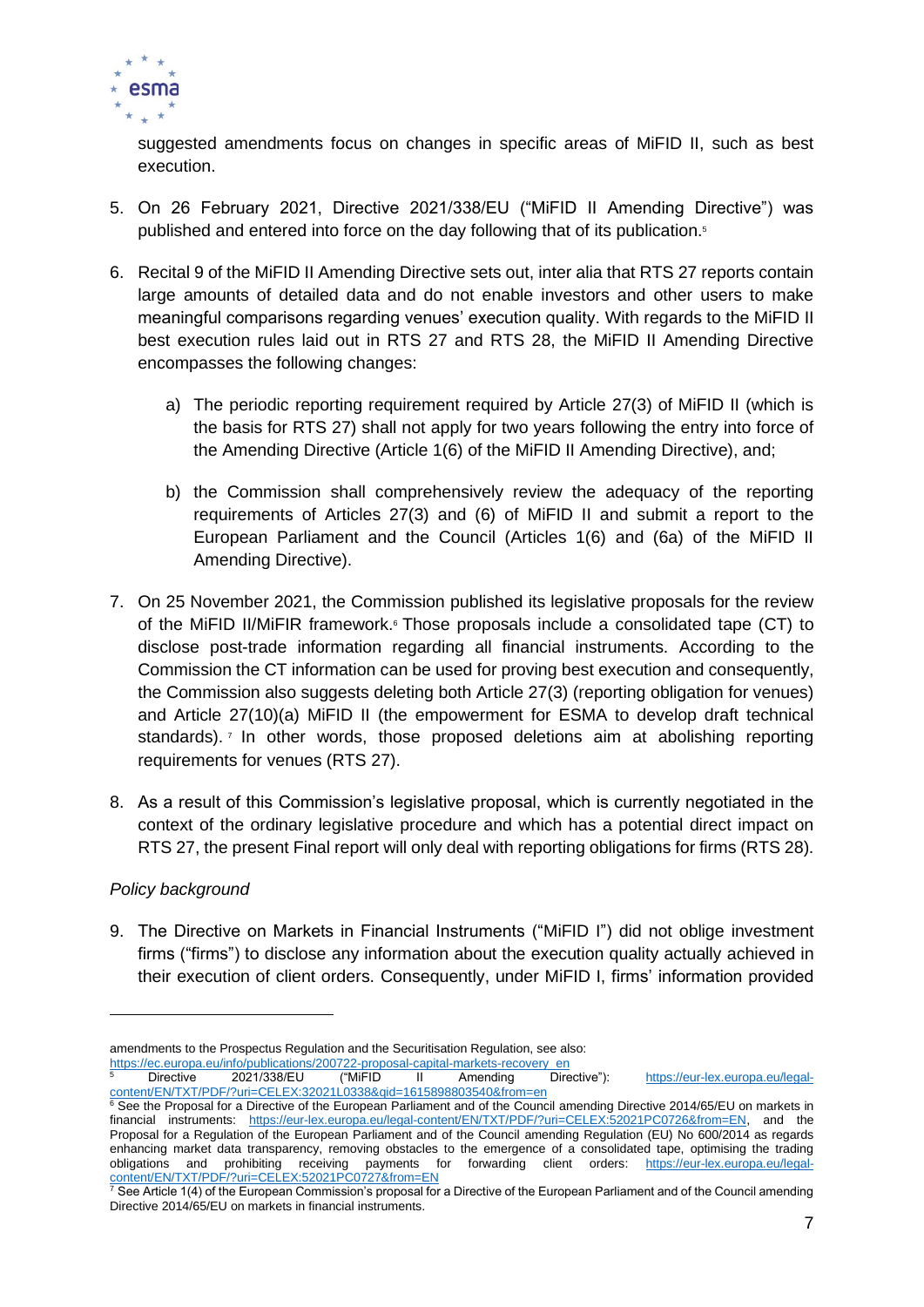suggested amendments focus on changes in specific areas of MiFID II, such as best execution.

5. On 26 February 2021, Directive 2021/338/EU ("MiFID II Amending Directive") was published and entered into force on the day following that of its publication.[5]

6. Recital 9 of the MiFID II Amending Directive sets out, inter alia that RTS 27 reports contain large amounts of detailed data and do not enable investors and other users to make meaningful comparisons regarding venues' execution quality. With regards to the MiFID II best execution rules laid out in RTS 27 and RTS 28, the MiFID II Amending Directive encompasses the following changes:

   a) The periodic reporting requirement required by Article 27(3) of MiFID II (which is the basis for RTS 27) shall not apply for two years following the entry into force of the Amending Directive (Article 1(6) of the MiFID II Amending Directive), and;

   b) the Commission shall comprehensively review the adequacy of the reporting requirements of Articles 27(3) and (6) of MiFID II and submit a report to the European Parliament and the Council (Articles 1(6) and (6a) of the MiFID II Amending Directive).

7. On 25 November 2021, the Commission published its legislative proposals for the review of the MiFID II/MiFIR framework.[6] Those proposals include a consolidated tape (CT) to disclose post-trade information regarding all financial instruments. According to the Commission the CT information can be used for proving best execution and consequently, the Commission also suggests deleting both Article 27(3) (reporting obligation for venues) and Article 27(10)(a) MiFID II (the empowerment for ESMA to develop draft technical standards).[7] In other words, those proposed deletions aim at abolishing reporting requirements for venues (RTS 27).

8. As a result of this Commission's legislative proposal, which is currently negotiated in the context of the ordinary legislative procedure and which has a potential direct impact on RTS 27, the present Final report will only deal with reporting obligations for firms (RTS 28).

*Policy background*

9. The Directive on Markets in Financial Instruments ("MiFID I") did not oblige investment firms ("firms") to disclose any information about the execution quality actually achieved in their execution of client orders. Consequently, under MiFID I, firms' information provided

---

amendments to the Prospectus Regulation and the Securitisation Regulation, see also: https://ec.europa.eu/info/publications/200722-proposal-capital-markets-recovery_en

[5] Directive 2021/338/EU ("MiFID II Amending Directive"): https://eur-lex.europa.eu/legal-content/EN/TXT/PDF/?uri=CELEX:32021L0338&qid=1615898803540&from=en

[6] See the Proposal for a Directive of the European Parliament and of the Council amending Directive 2014/65/EU on markets in financial instruments: https://eur-lex.europa.eu/legal-content/EN/TXT/PDF/?uri=CELEX:52021PC0726&from=EN, and the Proposal for a Regulation of the European Parliament and of the Council amending Regulation (EU) No 600/2014 as regards enhancing market data transparency, removing obstacles to the emergence of a consolidated tape, optimising the trading obligations and prohibiting receiving payments for forwarding client orders: https://eur-lex.europa.eu/legal-content/EN/TXT/PDF/?uri=CELEX:52021PC0727&from=EN

[7] See Article 1(4) of the European Commission's proposal for a Directive of the European Parliament and of the Council amending Directive 2014/65/EU on markets in financial instruments.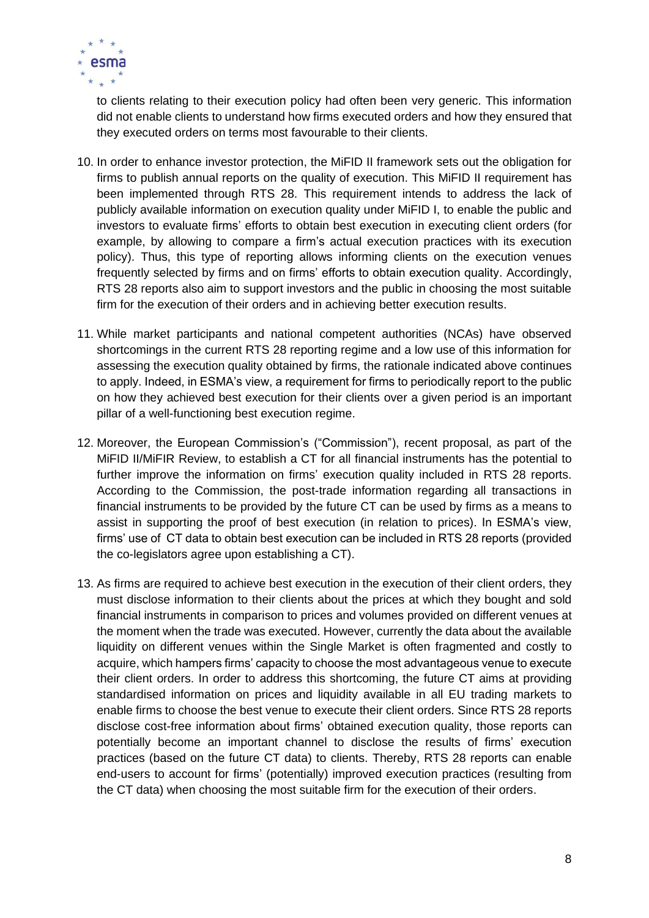to clients relating to their execution policy had often been very generic. This information did not enable clients to understand how firms executed orders and how they ensured that they executed orders on terms most favourable to their clients.

10. In order to enhance investor protection, the MiFID II framework sets out the obligation for firms to publish annual reports on the quality of execution. This MiFID II requirement has been implemented through RTS 28. This requirement intends to address the lack of publicly available information on execution quality under MiFID I, to enable the public and investors to evaluate firms' efforts to obtain best execution in executing client orders (for example, by allowing to compare a firm's actual execution practices with its execution policy). Thus, this type of reporting allows informing clients on the execution venues frequently selected by firms and on firms' efforts to obtain execution quality. Accordingly, RTS 28 reports also aim to support investors and the public in choosing the most suitable firm for the execution of their orders and in achieving better execution results.

11. While market participants and national competent authorities (NCAs) have observed shortcomings in the current RTS 28 reporting regime and a low use of this information for assessing the execution quality obtained by firms, the rationale indicated above continues to apply. Indeed, in ESMA's view, a requirement for firms to periodically report to the public on how they achieved best execution for their clients over a given period is an important pillar of a well-functioning best execution regime.

12. Moreover, the European Commission's ("Commission"), recent proposal, as part of the MiFID II/MiFIR Review, to establish a CT for all financial instruments has the potential to further improve the information on firms' execution quality included in RTS 28 reports. According to the Commission, the post-trade information regarding all transactions in financial instruments to be provided by the future CT can be used by firms as a means to assist in supporting the proof of best execution (in relation to prices). In ESMA's view, firms' use of CT data to obtain best execution can be included in RTS 28 reports (provided the co-legislators agree upon establishing a CT).

13. As firms are required to achieve best execution in the execution of their client orders, they must disclose information to their clients about the prices at which they bought and sold financial instruments in comparison to prices and volumes provided on different venues at the moment when the trade was executed. However, currently the data about the available liquidity on different venues within the Single Market is often fragmented and costly to acquire, which hampers firms' capacity to choose the most advantageous venue to execute their client orders. In order to address this shortcoming, the future CT aims at providing standardised information on prices and liquidity available in all EU trading markets to enable firms to choose the best venue to execute their client orders. Since RTS 28 reports disclose cost-free information about firms' obtained execution quality, those reports can potentially become an important channel to disclose the results of firms' execution practices (based on the future CT data) to clients. Thereby, RTS 28 reports can enable end-users to account for firms' (potentially) improved execution practices (resulting from the CT data) when choosing the most suitable firm for the execution of their orders.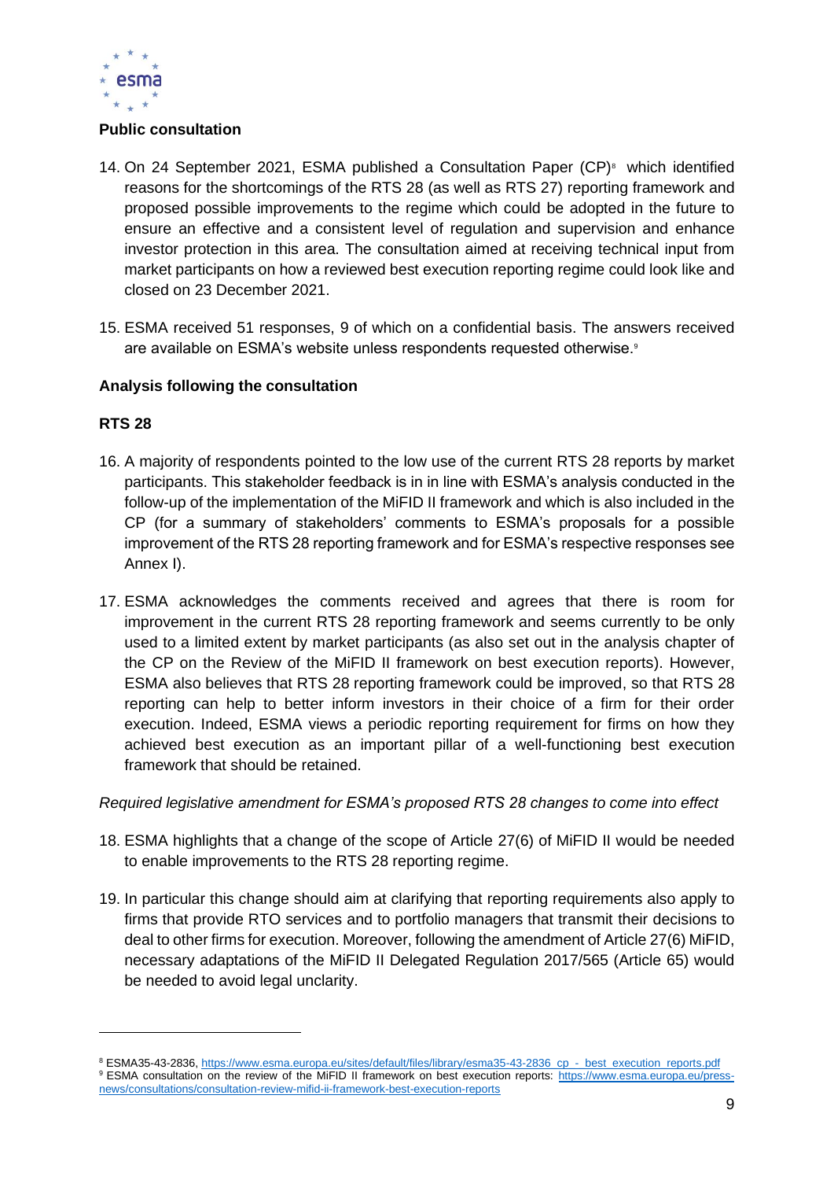### Public consultation

14. On 24 September 2021, ESMA published a Consultation Paper (CP)[8] which identified reasons for the shortcomings of the RTS 28 (as well as RTS 27) reporting framework and proposed possible improvements to the regime which could be adopted in the future to ensure an effective and a consistent level of regulation and supervision and enhance investor protection in this area. The consultation aimed at receiving technical input from market participants on how a reviewed best execution reporting regime could look like and closed on 23 December 2021.

15. ESMA received 51 responses, 9 of which on a confidential basis. The answers received are available on ESMA's website unless respondents requested otherwise.[9]

### Analysis following the consultation

### RTS 28

16. A majority of respondents pointed to the low use of the current RTS 28 reports by market participants. This stakeholder feedback is in in line with ESMA's analysis conducted in the follow-up of the implementation of the MiFID II framework and which is also included in the CP (for a summary of stakeholders' comments to ESMA's proposals for a possible improvement of the RTS 28 reporting framework and for ESMA's respective responses see Annex I).

17. ESMA acknowledges the comments received and agrees that there is room for improvement in the current RTS 28 reporting framework and seems currently to be only used to a limited extent by market participants (as also set out in the analysis chapter of the CP on the Review of the MiFID II framework on best execution reports). However, ESMA also believes that RTS 28 reporting framework could be improved, so that RTS 28 reporting can help to better inform investors in their choice of a firm for their order execution. Indeed, ESMA views a periodic reporting requirement for firms on how they achieved best execution as an important pillar of a well-functioning best execution framework that should be retained.

*Required legislative amendment for ESMA's proposed RTS 28 changes to come into effect*

18. ESMA highlights that a change of the scope of Article 27(6) of MiFID II would be needed to enable improvements to the RTS 28 reporting regime.

19. In particular this change should aim at clarifying that reporting requirements also apply to firms that provide RTO services and to portfolio managers that transmit their decisions to deal to other firms for execution. Moreover, following the amendment of Article 27(6) MiFID, necessary adaptations of the MiFID II Delegated Regulation 2017/565 (Article 65) would be needed to avoid legal unclarity.

---

[8] ESMA35-43-2836, https://www.esma.europa.eu/sites/default/files/library/esma35-43-2836_cp_-_best_execution_reports.pdf

[9] ESMA consultation on the review of the MiFID II framework on best execution reports: https://www.esma.europa.eu/press-news/consultations/consultation-review-mifid-ii-framework-best-execution-reports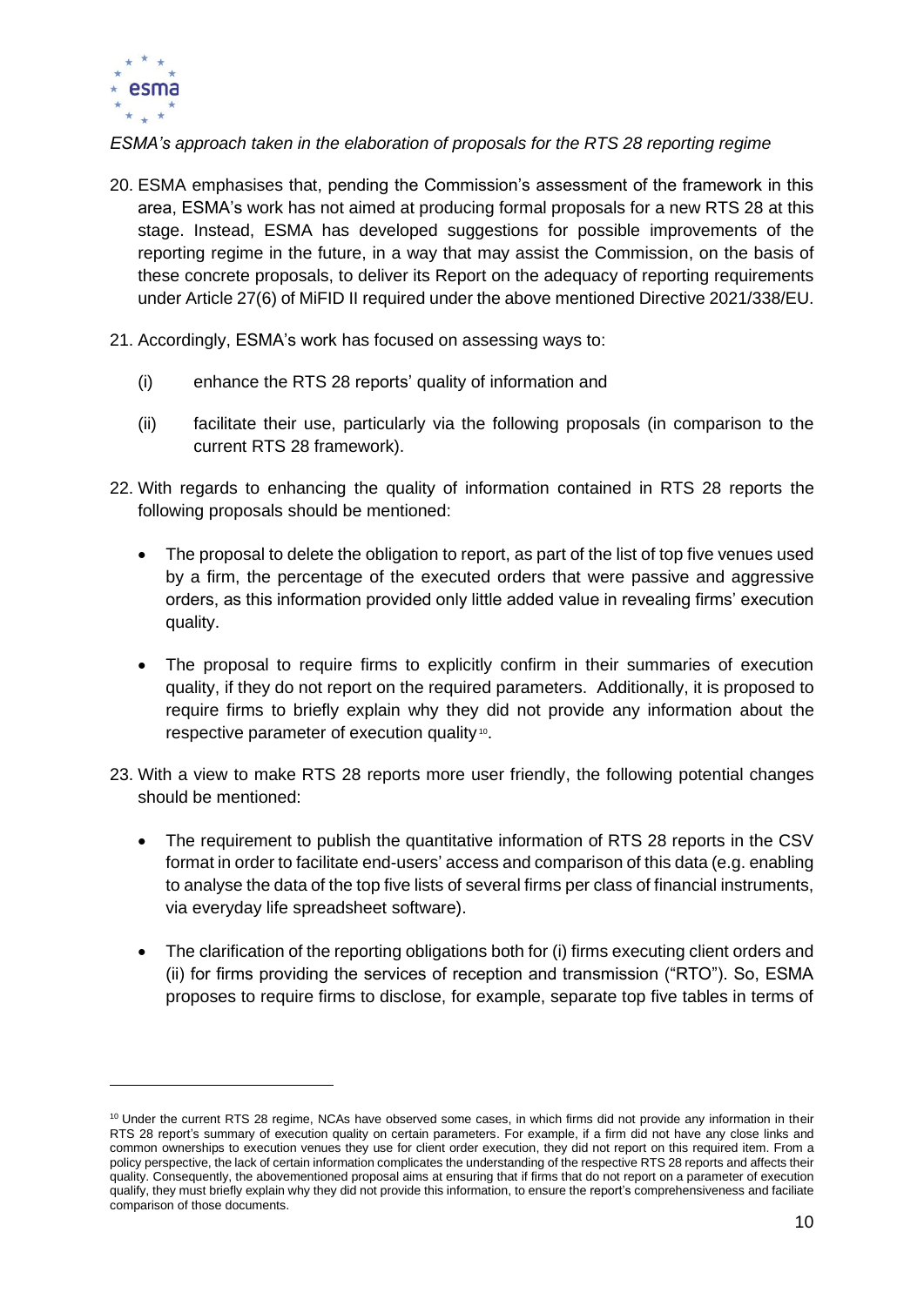*ESMA's approach taken in the elaboration of proposals for the RTS 28 reporting regime*

20. ESMA emphasises that, pending the Commission's assessment of the framework in this area, ESMA's work has not aimed at producing formal proposals for a new RTS 28 at this stage. Instead, ESMA has developed suggestions for possible improvements of the reporting regime in the future, in a way that may assist the Commission, on the basis of these concrete proposals, to deliver its Report on the adequacy of reporting requirements under Article 27(6) of MiFID II required under the above mentioned Directive 2021/338/EU.

21. Accordingly, ESMA's work has focused on assessing ways to:

    (i) enhance the RTS 28 reports' quality of information and

    (ii) facilitate their use, particularly via the following proposals (in comparison to the current RTS 28 framework).

22. With regards to enhancing the quality of information contained in RTS 28 reports the following proposals should be mentioned:

    - The proposal to delete the obligation to report, as part of the list of top five venues used by a firm, the percentage of the executed orders that were passive and aggressive orders, as this information provided only little added value in revealing firms' execution quality.

    - The proposal to require firms to explicitly confirm in their summaries of execution quality, if they do not report on the required parameters. Additionally, it is proposed to require firms to briefly explain why they did not provide any information about the respective parameter of execution quality[10].

23. With a view to make RTS 28 reports more user friendly, the following potential changes should be mentioned:

    - The requirement to publish the quantitative information of RTS 28 reports in the CSV format in order to facilitate end-users' access and comparison of this data (e.g. enabling to analyse the data of the top five lists of several firms per class of financial instruments, via everyday life spreadsheet software).

    - The clarification of the reporting obligations both for (i) firms executing client orders and (ii) for firms providing the services of reception and transmission ("RTO"). So, ESMA proposes to require firms to disclose, for example, separate top five tables in terms of

[10] Under the current RTS 28 regime, NCAs have observed some cases, in which firms did not provide any information in their RTS 28 report's summary of execution quality on certain parameters. For example, if a firm did not have any close links and common ownerships to execution venues they use for client order execution, they did not report on this required item. From a policy perspective, the lack of certain information complicates the understanding of the respective RTS 28 reports and affects their quality. Consequently, the abovementioned proposal aims at ensuring that if firms that do not report on a parameter of execution qualify, they must briefly explain why they did not provide this information, to ensure the report's comprehensiveness and faciliate comparison of those documents.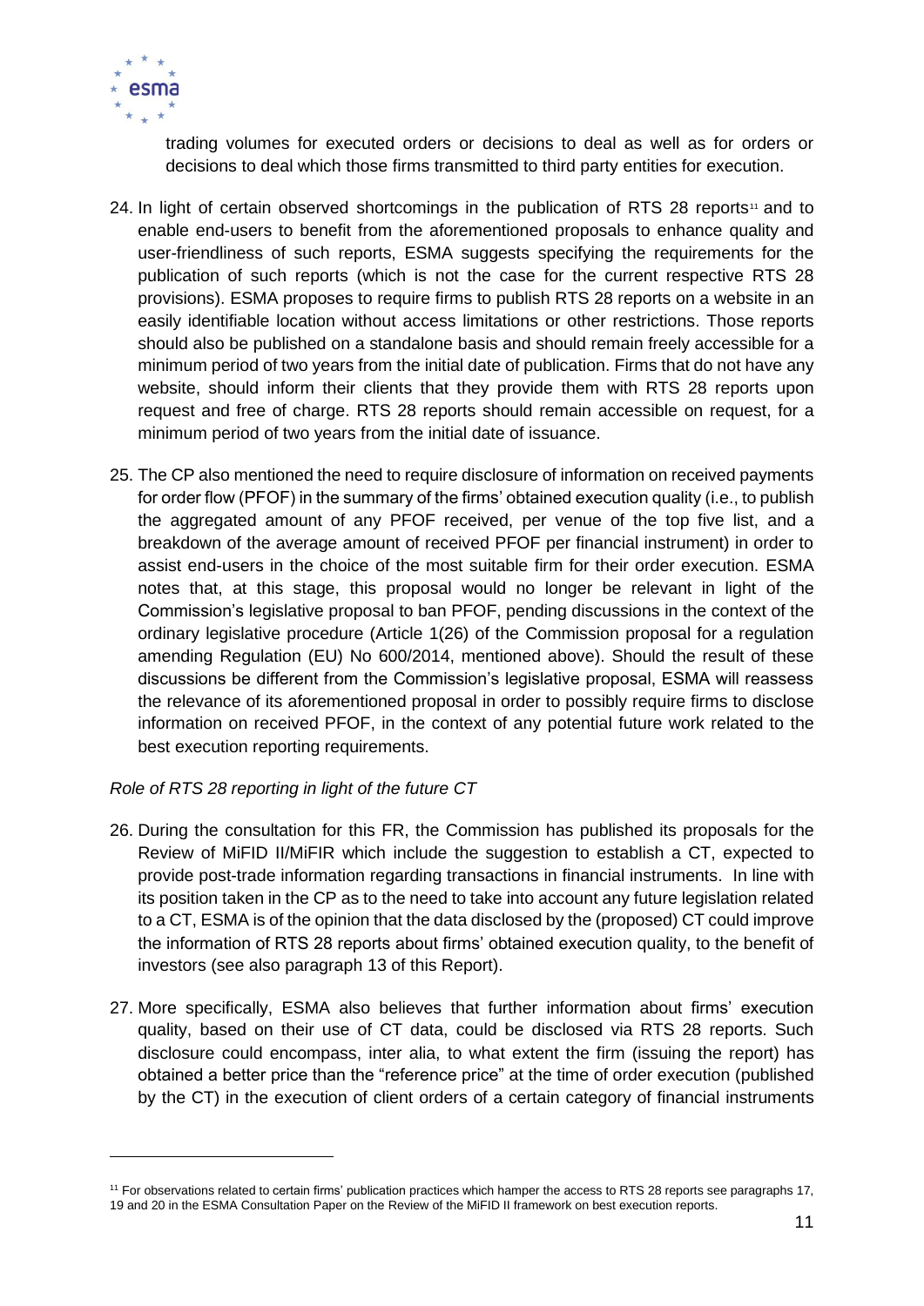trading volumes for executed orders or decisions to deal as well as for orders or decisions to deal which those firms transmitted to third party entities for execution.

24. In light of certain observed shortcomings in the publication of RTS 28 reports[11] and to enable end-users to benefit from the aforementioned proposals to enhance quality and user-friendliness of such reports, ESMA suggests specifying the requirements for the publication of such reports (which is not the case for the current respective RTS 28 provisions). ESMA proposes to require firms to publish RTS 28 reports on a website in an easily identifiable location without access limitations or other restrictions. Those reports should also be published on a standalone basis and should remain freely accessible for a minimum period of two years from the initial date of publication. Firms that do not have any website, should inform their clients that they provide them with RTS 28 reports upon request and free of charge. RTS 28 reports should remain accessible on request, for a minimum period of two years from the initial date of issuance.

25. The CP also mentioned the need to require disclosure of information on received payments for order flow (PFOF) in the summary of the firms' obtained execution quality (i.e., to publish the aggregated amount of any PFOF received, per venue of the top five list, and a breakdown of the average amount of received PFOF per financial instrument) in order to assist end-users in the choice of the most suitable firm for their order execution. ESMA notes that, at this stage, this proposal would no longer be relevant in light of the Commission's legislative proposal to ban PFOF, pending discussions in the context of the ordinary legislative procedure (Article 1(26) of the Commission proposal for a regulation amending Regulation (EU) No 600/2014, mentioned above). Should the result of these discussions be different from the Commission's legislative proposal, ESMA will reassess the relevance of its aforementioned proposal in order to possibly require firms to disclose information on received PFOF, in the context of any potential future work related to the best execution reporting requirements.

*Role of RTS 28 reporting in light of the future CT*

26. During the consultation for this FR, the Commission has published its proposals for the Review of MiFID II/MiFIR which include the suggestion to establish a CT, expected to provide post-trade information regarding transactions in financial instruments. In line with its position taken in the CP as to the need to take into account any future legislation related to a CT, ESMA is of the opinion that the data disclosed by the (proposed) CT could improve the information of RTS 28 reports about firms' obtained execution quality, to the benefit of investors (see also paragraph 13 of this Report).

27. More specifically, ESMA also believes that further information about firms' execution quality, based on their use of CT data, could be disclosed via RTS 28 reports. Such disclosure could encompass, inter alia, to what extent the firm (issuing the report) has obtained a better price than the "reference price" at the time of order execution (published by the CT) in the execution of client orders of a certain category of financial instruments

[11] For observations related to certain firms' publication practices which hamper the access to RTS 28 reports see paragraphs 17, 19 and 20 in the ESMA Consultation Paper on the Review of the MiFID II framework on best execution reports.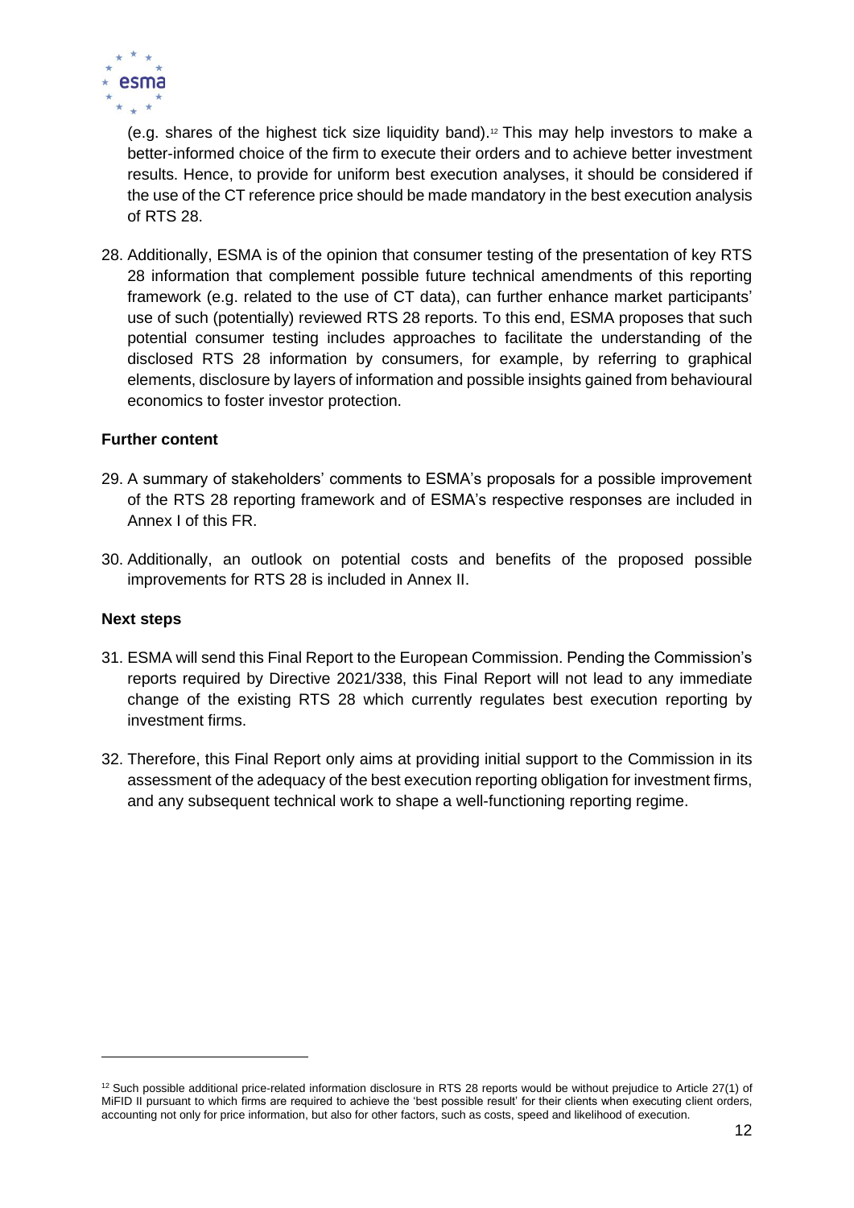(e.g. shares of the highest tick size liquidity band).[12] This may help investors to make a better-informed choice of the firm to execute their orders and to achieve better investment results. Hence, to provide for uniform best execution analyses, it should be considered if the use of the CT reference price should be made mandatory in the best execution analysis of RTS 28.

28. Additionally, ESMA is of the opinion that consumer testing of the presentation of key RTS 28 information that complement possible future technical amendments of this reporting framework (e.g. related to the use of CT data), can further enhance market participants' use of such (potentially) reviewed RTS 28 reports. To this end, ESMA proposes that such potential consumer testing includes approaches to facilitate the understanding of the disclosed RTS 28 information by consumers, for example, by referring to graphical elements, disclosure by layers of information and possible insights gained from behavioural economics to foster investor protection.

**Further content**

29. A summary of stakeholders' comments to ESMA's proposals for a possible improvement of the RTS 28 reporting framework and of ESMA's respective responses are included in Annex I of this FR.

30. Additionally, an outlook on potential costs and benefits of the proposed possible improvements for RTS 28 is included in Annex II.

**Next steps**

31. ESMA will send this Final Report to the European Commission. Pending the Commission's reports required by Directive 2021/338, this Final Report will not lead to any immediate change of the existing RTS 28 which currently regulates best execution reporting by investment firms.

32. Therefore, this Final Report only aims at providing initial support to the Commission in its assessment of the adequacy of the best execution reporting obligation for investment firms, and any subsequent technical work to shape a well-functioning reporting regime.

---

[12] Such possible additional price-related information disclosure in RTS 28 reports would be without prejudice to Article 27(1) of MiFID II pursuant to which firms are required to achieve the 'best possible result' for their clients when executing client orders, accounting not only for price information, but also for other factors, such as costs, speed and likelihood of execution.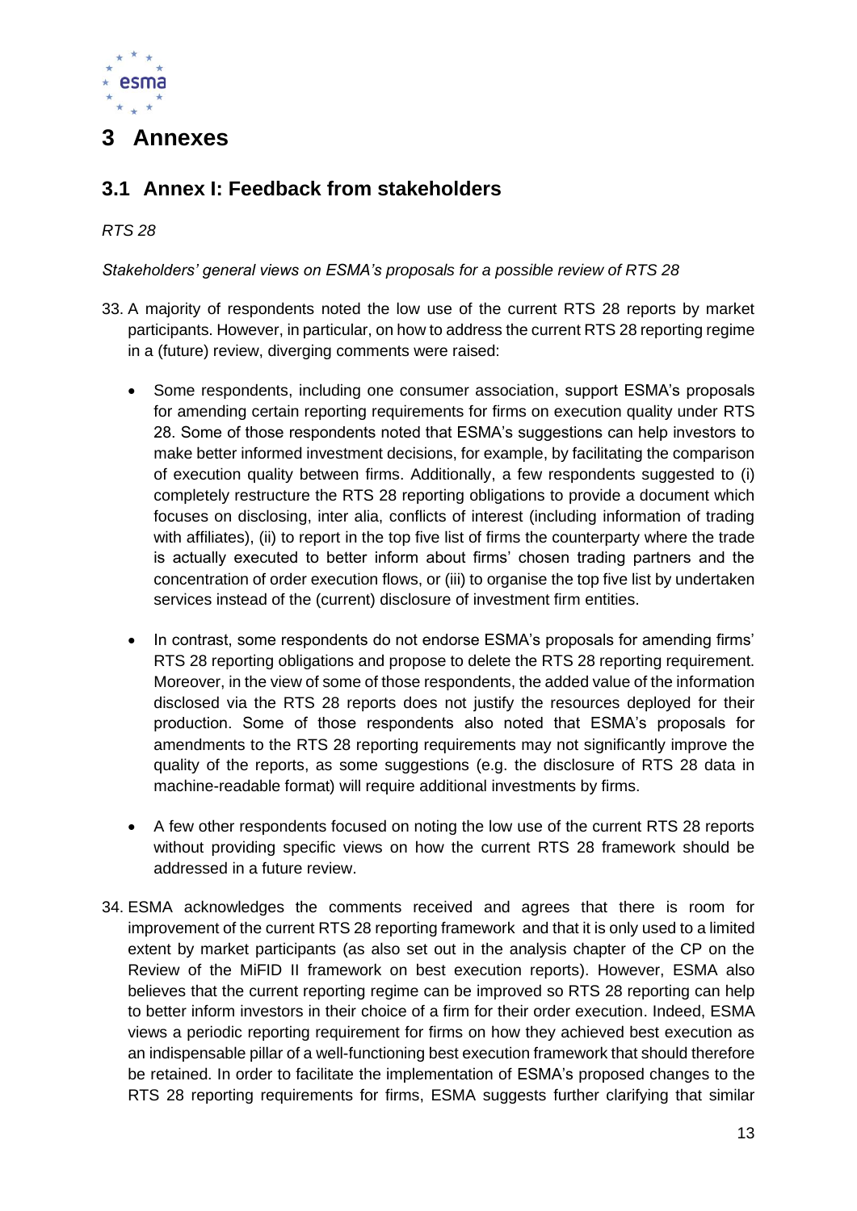# 3 Annexes

## 3.1 Annex I: Feedback from stakeholders

*RTS 28*

*Stakeholders' general views on ESMA's proposals for a possible review of RTS 28*

33. A majority of respondents noted the low use of the current RTS 28 reports by market participants. However, in particular, on how to address the current RTS 28 reporting regime in a (future) review, diverging comments were raised:

    - Some respondents, including one consumer association, support ESMA's proposals for amending certain reporting requirements for firms on execution quality under RTS 28. Some of those respondents noted that ESMA's suggestions can help investors to make better informed investment decisions, for example, by facilitating the comparison of execution quality between firms. Additionally, a few respondents suggested to (i) completely restructure the RTS 28 reporting obligations to provide a document which focuses on disclosing, inter alia, conflicts of interest (including information of trading with affiliates), (ii) to report in the top five list of firms the counterparty where the trade is actually executed to better inform about firms' chosen trading partners and the concentration of order execution flows, or (iii) to organise the top five list by undertaken services instead of the (current) disclosure of investment firm entities.

    - In contrast, some respondents do not endorse ESMA's proposals for amending firms' RTS 28 reporting obligations and propose to delete the RTS 28 reporting requirement. Moreover, in the view of some of those respondents, the added value of the information disclosed via the RTS 28 reports does not justify the resources deployed for their production. Some of those respondents also noted that ESMA's proposals for amendments to the RTS 28 reporting requirements may not significantly improve the quality of the reports, as some suggestions (e.g. the disclosure of RTS 28 data in machine-readable format) will require additional investments by firms.

    - A few other respondents focused on noting the low use of the current RTS 28 reports without providing specific views on how the current RTS 28 framework should be addressed in a future review.

34. ESMA acknowledges the comments received and agrees that there is room for improvement of the current RTS 28 reporting framework and that it is only used to a limited extent by market participants (as also set out in the analysis chapter of the CP on the Review of the MiFID II framework on best execution reports). However, ESMA also believes that the current reporting regime can be improved so RTS 28 reporting can help to better inform investors in their choice of a firm for their order execution. Indeed, ESMA views a periodic reporting requirement for firms on how they achieved best execution as an indispensable pillar of a well-functioning best execution framework that should therefore be retained. In order to facilitate the implementation of ESMA's proposed changes to the RTS 28 reporting requirements for firms, ESMA suggests further clarifying that similar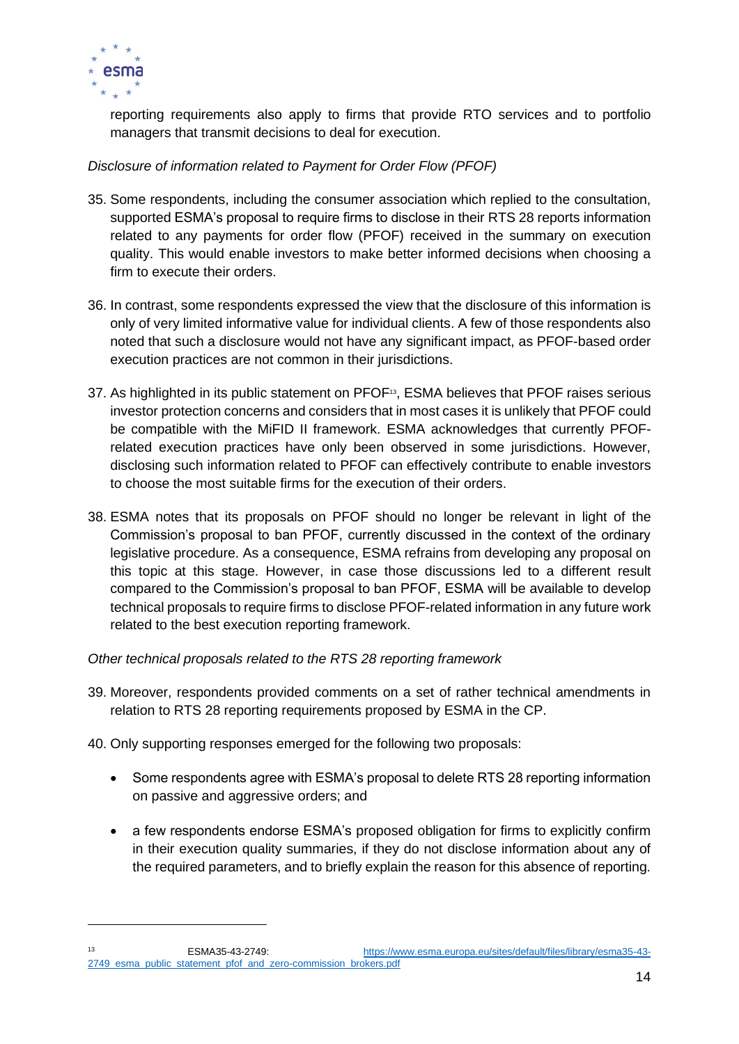reporting requirements also apply to firms that provide RTO services and to portfolio managers that transmit decisions to deal for execution.

*Disclosure of information related to Payment for Order Flow (PFOF)*

35. Some respondents, including the consumer association which replied to the consultation, supported ESMA's proposal to require firms to disclose in their RTS 28 reports information related to any payments for order flow (PFOF) received in the summary on execution quality. This would enable investors to make better informed decisions when choosing a firm to execute their orders.

36. In contrast, some respondents expressed the view that the disclosure of this information is only of very limited informative value for individual clients. A few of those respondents also noted that such a disclosure would not have any significant impact, as PFOF-based order execution practices are not common in their jurisdictions.

37. As highlighted in its public statement on PFOF[13], ESMA believes that PFOF raises serious investor protection concerns and considers that in most cases it is unlikely that PFOF could be compatible with the MiFID II framework. ESMA acknowledges that currently PFOF-related execution practices have only been observed in some jurisdictions. However, disclosing such information related to PFOF can effectively contribute to enable investors to choose the most suitable firms for the execution of their orders.

38. ESMA notes that its proposals on PFOF should no longer be relevant in light of the Commission's proposal to ban PFOF, currently discussed in the context of the ordinary legislative procedure. As a consequence, ESMA refrains from developing any proposal on this topic at this stage. However, in case those discussions led to a different result compared to the Commission's proposal to ban PFOF, ESMA will be available to develop technical proposals to require firms to disclose PFOF-related information in any future work related to the best execution reporting framework.

*Other technical proposals related to the RTS 28 reporting framework*

39. Moreover, respondents provided comments on a set of rather technical amendments in relation to RTS 28 reporting requirements proposed by ESMA in the CP.

40. Only supporting responses emerged for the following two proposals:

   - Some respondents agree with ESMA's proposal to delete RTS 28 reporting information on passive and aggressive orders; and

   - a few respondents endorse ESMA's proposed obligation for firms to explicitly confirm in their execution quality summaries, if they do not disclose information about any of the required parameters, and to briefly explain the reason for this absence of reporting.

---

[13] ESMA35-43-2749: https://www.esma.europa.eu/sites/default/files/library/esma35-43-2749_esma_public_statement_pfof_and_zero-commission_brokers.pdf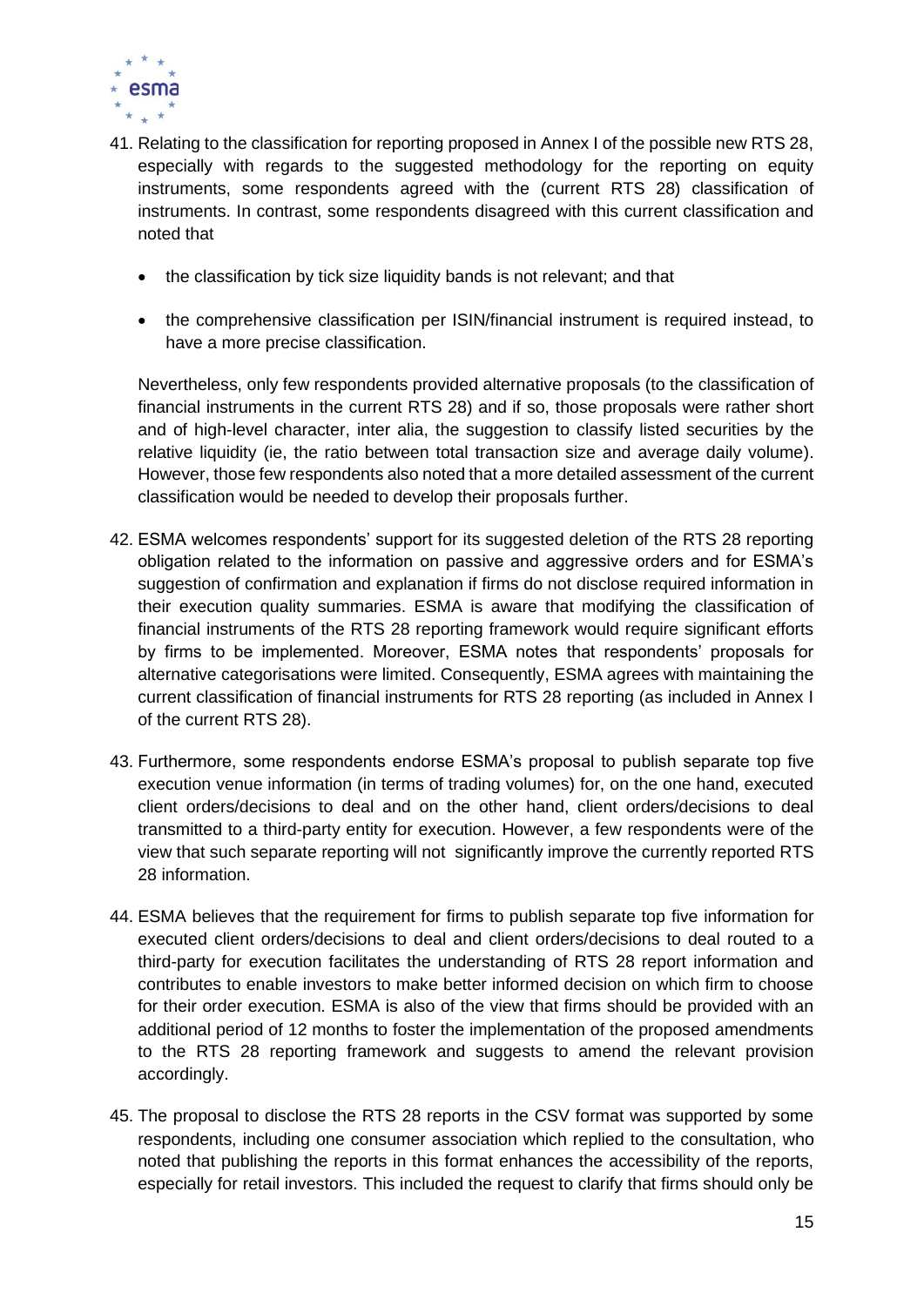41. Relating to the classification for reporting proposed in Annex I of the possible new RTS 28, especially with regards to the suggested methodology for the reporting on equity instruments, some respondents agreed with the (current RTS 28) classification of instruments. In contrast, some respondents disagreed with this current classification and noted that

    - the classification by tick size liquidity bands is not relevant; and that
    - the comprehensive classification per ISIN/financial instrument is required instead, to have a more precise classification.

    Nevertheless, only few respondents provided alternative proposals (to the classification of financial instruments in the current RTS 28) and if so, those proposals were rather short and of high-level character, inter alia, the suggestion to classify listed securities by the relative liquidity (ie, the ratio between total transaction size and average daily volume). However, those few respondents also noted that a more detailed assessment of the current classification would be needed to develop their proposals further.

42. ESMA welcomes respondents' support for its suggested deletion of the RTS 28 reporting obligation related to the information on passive and aggressive orders and for ESMA's suggestion of confirmation and explanation if firms do not disclose required information in their execution quality summaries. ESMA is aware that modifying the classification of financial instruments of the RTS 28 reporting framework would require significant efforts by firms to be implemented. Moreover, ESMA notes that respondents' proposals for alternative categorisations were limited. Consequently, ESMA agrees with maintaining the current classification of financial instruments for RTS 28 reporting (as included in Annex I of the current RTS 28).

43. Furthermore, some respondents endorse ESMA's proposal to publish separate top five execution venue information (in terms of trading volumes) for, on the one hand, executed client orders/decisions to deal and on the other hand, client orders/decisions to deal transmitted to a third-party entity for execution. However, a few respondents were of the view that such separate reporting will not significantly improve the currently reported RTS 28 information.

44. ESMA believes that the requirement for firms to publish separate top five information for executed client orders/decisions to deal and client orders/decisions to deal routed to a third-party for execution facilitates the understanding of RTS 28 report information and contributes to enable investors to make better informed decision on which firm to choose for their order execution. ESMA is also of the view that firms should be provided with an additional period of 12 months to foster the implementation of the proposed amendments to the RTS 28 reporting framework and suggests to amend the relevant provision accordingly.

45. The proposal to disclose the RTS 28 reports in the CSV format was supported by some respondents, including one consumer association which replied to the consultation, who noted that publishing the reports in this format enhances the accessibility of the reports, especially for retail investors. This included the request to clarify that firms should only be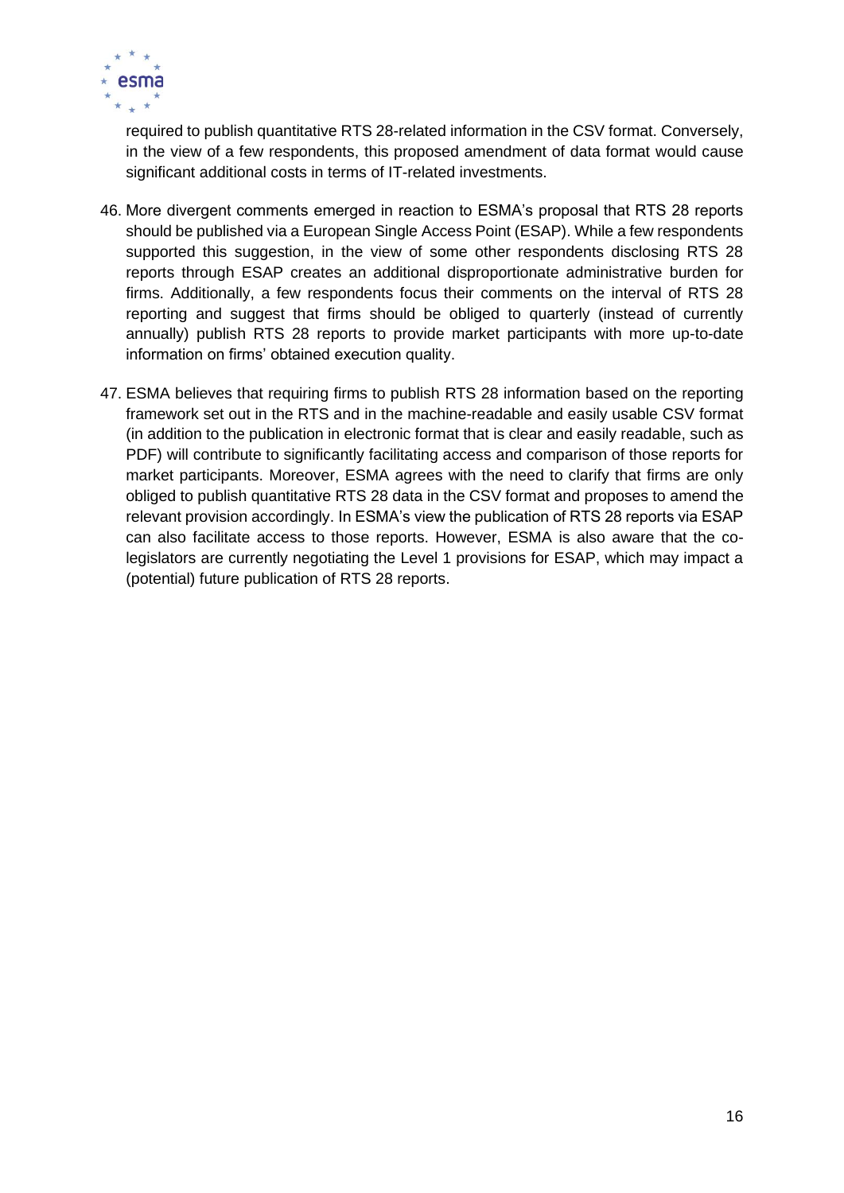required to publish quantitative RTS 28-related information in the CSV format. Conversely, in the view of a few respondents, this proposed amendment of data format would cause significant additional costs in terms of IT-related investments.

46. More divergent comments emerged in reaction to ESMA's proposal that RTS 28 reports should be published via a European Single Access Point (ESAP). While a few respondents supported this suggestion, in the view of some other respondents disclosing RTS 28 reports through ESAP creates an additional disproportionate administrative burden for firms. Additionally, a few respondents focus their comments on the interval of RTS 28 reporting and suggest that firms should be obliged to quarterly (instead of currently annually) publish RTS 28 reports to provide market participants with more up-to-date information on firms' obtained execution quality.

47. ESMA believes that requiring firms to publish RTS 28 information based on the reporting framework set out in the RTS and in the machine-readable and easily usable CSV format (in addition to the publication in electronic format that is clear and easily readable, such as PDF) will contribute to significantly facilitating access and comparison of those reports for market participants. Moreover, ESMA agrees with the need to clarify that firms are only obliged to publish quantitative RTS 28 data in the CSV format and proposes to amend the relevant provision accordingly. In ESMA's view the publication of RTS 28 reports via ESAP can also facilitate access to those reports. However, ESMA is also aware that the co-legislators are currently negotiating the Level 1 provisions for ESAP, which may impact a (potential) future publication of RTS 28 reports.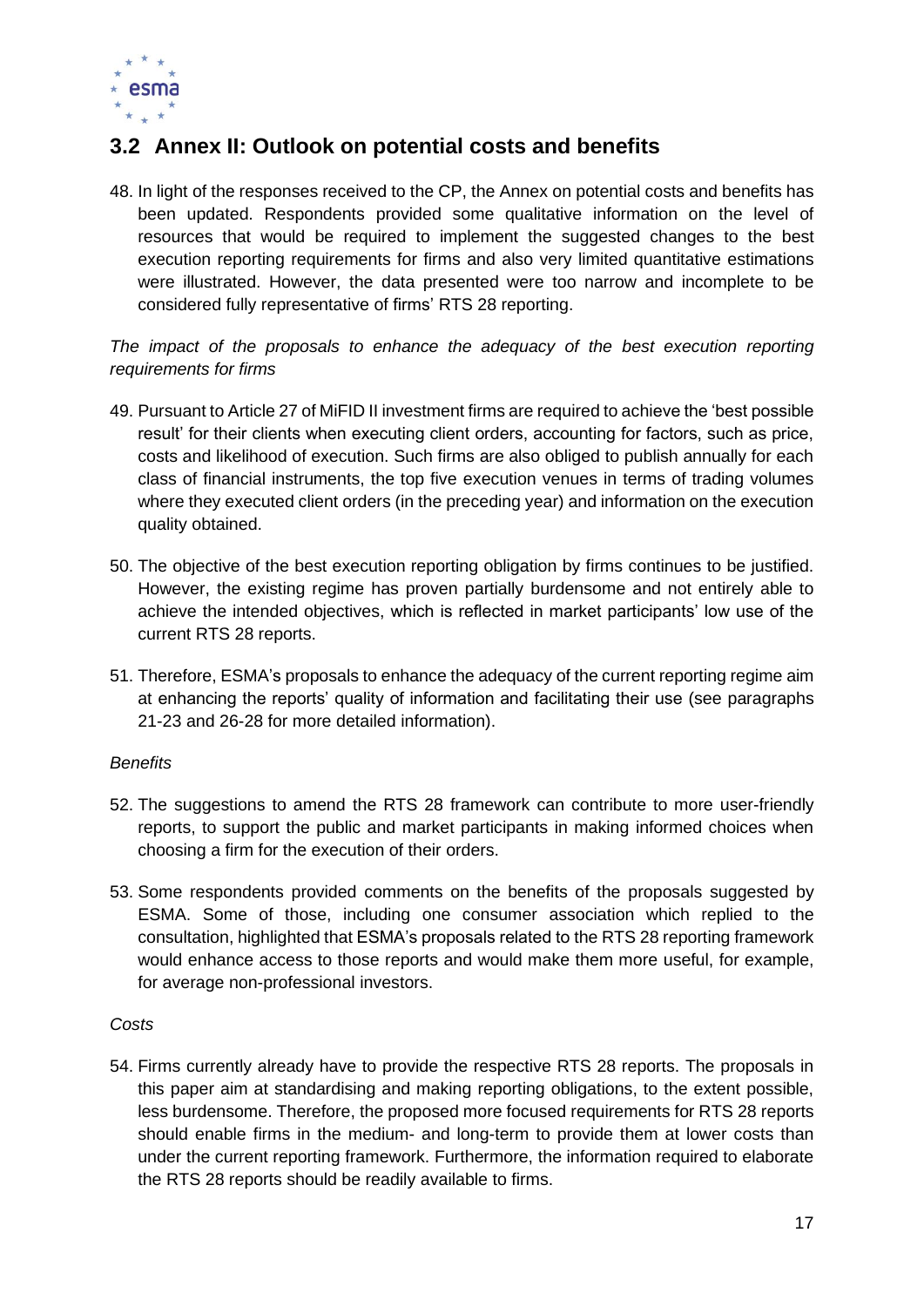## 3.2 Annex II: Outlook on potential costs and benefits

48. In light of the responses received to the CP, the Annex on potential costs and benefits has been updated. Respondents provided some qualitative information on the level of resources that would be required to implement the suggested changes to the best execution reporting requirements for firms and also very limited quantitative estimations were illustrated. However, the data presented were too narrow and incomplete to be considered fully representative of firms' RTS 28 reporting.

*The impact of the proposals to enhance the adequacy of the best execution reporting requirements for firms*

49. Pursuant to Article 27 of MiFID II investment firms are required to achieve the 'best possible result' for their clients when executing client orders, accounting for factors, such as price, costs and likelihood of execution. Such firms are also obliged to publish annually for each class of financial instruments, the top five execution venues in terms of trading volumes where they executed client orders (in the preceding year) and information on the execution quality obtained.

50. The objective of the best execution reporting obligation by firms continues to be justified. However, the existing regime has proven partially burdensome and not entirely able to achieve the intended objectives, which is reflected in market participants' low use of the current RTS 28 reports.

51. Therefore, ESMA's proposals to enhance the adequacy of the current reporting regime aim at enhancing the reports' quality of information and facilitating their use (see paragraphs 21-23 and 26-28 for more detailed information).

*Benefits*

52. The suggestions to amend the RTS 28 framework can contribute to more user-friendly reports, to support the public and market participants in making informed choices when choosing a firm for the execution of their orders.

53. Some respondents provided comments on the benefits of the proposals suggested by ESMA. Some of those, including one consumer association which replied to the consultation, highlighted that ESMA's proposals related to the RTS 28 reporting framework would enhance access to those reports and would make them more useful, for example, for average non-professional investors.

*Costs*

54. Firms currently already have to provide the respective RTS 28 reports. The proposals in this paper aim at standardising and making reporting obligations, to the extent possible, less burdensome. Therefore, the proposed more focused requirements for RTS 28 reports should enable firms in the medium- and long-term to provide them at lower costs than under the current reporting framework. Furthermore, the information required to elaborate the RTS 28 reports should be readily available to firms.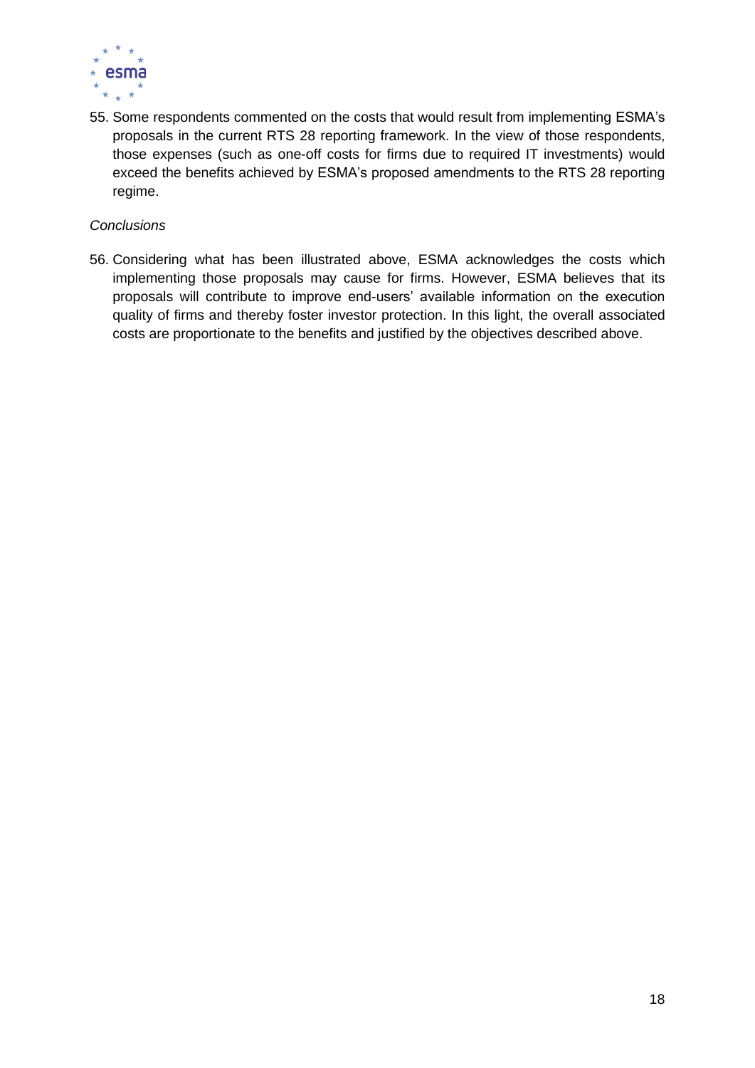55. Some respondents commented on the costs that would result from implementing ESMA's proposals in the current RTS 28 reporting framework. In the view of those respondents, those expenses (such as one-off costs for firms due to required IT investments) would exceed the benefits achieved by ESMA's proposed amendments to the RTS 28 reporting regime.

*Conclusions*

56. Considering what has been illustrated above, ESMA acknowledges the costs which implementing those proposals may cause for firms. However, ESMA believes that its proposals will contribute to improve end-users' available information on the execution quality of firms and thereby foster investor protection. In this light, the overall associated costs are proportionate to the benefits and justified by the objectives described above.